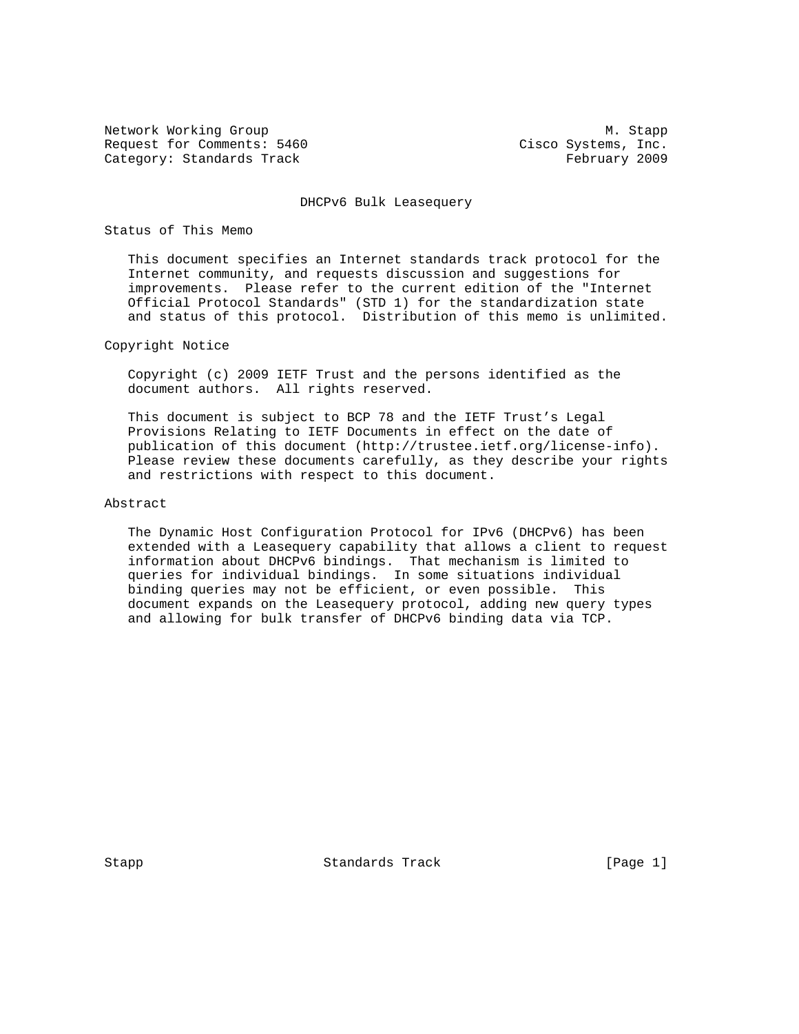Network Working Group M. Stapp
Request for Comments: 5460 Cisco Systems, Inc.
Category: Standards Track February 2009

# DHCPv6 Bulk Leasequery

## Status of This Memo

This document specifies an Internet standards track protocol for the Internet community, and requests discussion and suggestions for improvements. Please refer to the current edition of the "Internet Official Protocol Standards" (STD 1) for the standardization state and status of this protocol. Distribution of this memo is unlimited.

## Copyright Notice

Copyright (c) 2009 IETF Trust and the persons identified as the document authors. All rights reserved.

This document is subject to BCP 78 and the IETF Trust's Legal Provisions Relating to IETF Documents in effect on the date of publication of this document (http://trustee.ietf.org/license-info). Please review these documents carefully, as they describe your rights and restrictions with respect to this document.

## Abstract

The Dynamic Host Configuration Protocol for IPv6 (DHCPv6) has been extended with a Leasequery capability that allows a client to request information about DHCPv6 bindings. That mechanism is limited to queries for individual bindings. In some situations individual binding queries may not be efficient, or even possible. This document expands on the Leasequery protocol, adding new query types and allowing for bulk transfer of DHCPv6 binding data via TCP.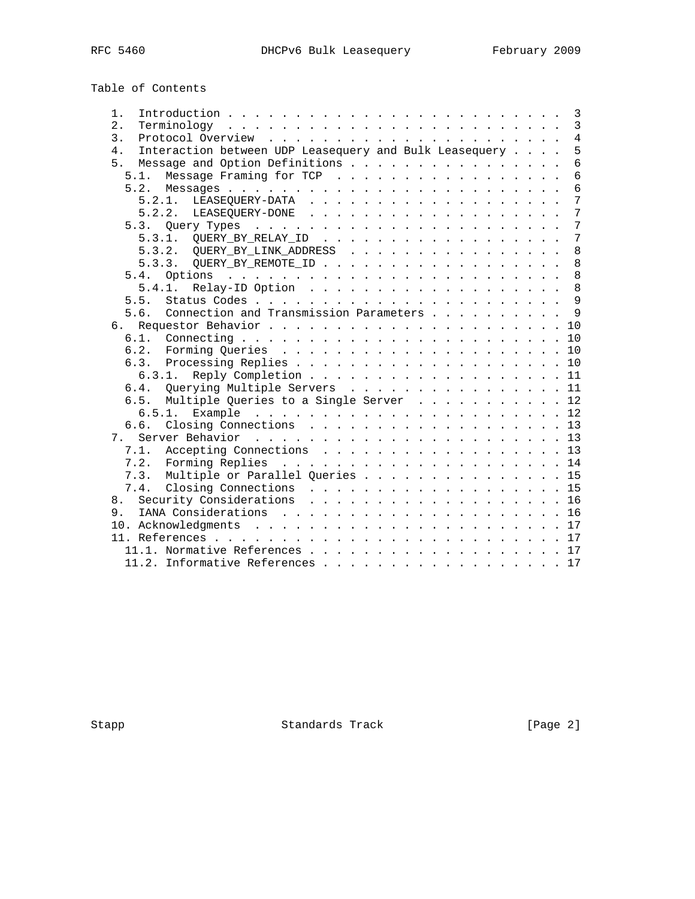Table of Contents

```
   1.  Introduction . . . . . . . . . . . . . . . . . . . . . . . . .  3
   2.  Terminology  . . . . . . . . . . . . . . . . . . . . . . . . .  3
   3.  Protocol Overview  . . . . . . . . . . . . . . . . . . . . . .  4
   4.  Interaction between UDP Leasequery and Bulk Leasequery . . . .  5
   5.  Message and Option Definitions . . . . . . . . . . . . . . . .  6
     5.1.  Message Framing for TCP  . . . . . . . . . . . . . . . . .  6
     5.2.  Messages . . . . . . . . . . . . . . . . . . . . . . . . .  6
       5.2.1.  LEASEQUERY-DATA  . . . . . . . . . . . . . . . . . . .  7
       5.2.2.  LEASEQUERY-DONE  . . . . . . . . . . . . . . . . . . .  7
     5.3.  Query Types  . . . . . . . . . . . . . . . . . . . . . . .  7
       5.3.1.  QUERY_BY_RELAY_ID  . . . . . . . . . . . . . . . . . .  7
       5.3.2.  QUERY_BY_LINK_ADDRESS  . . . . . . . . . . . . . . . .  8
       5.3.3.  QUERY_BY_REMOTE_ID . . . . . . . . . . . . . . . . . .  8
     5.4.  Options  . . . . . . . . . . . . . . . . . . . . . . . . .  8
       5.4.1.  Relay-ID Option  . . . . . . . . . . . . . . . . . . .  8
     5.5.  Status Codes . . . . . . . . . . . . . . . . . . . . . . .  9
     5.6.  Connection and Transmission Parameters . . . . . . . . . .  9
   6.  Requestor Behavior . . . . . . . . . . . . . . . . . . . . . . 10
     6.1.  Connecting . . . . . . . . . . . . . . . . . . . . . . . . 10
     6.2.  Forming Queries  . . . . . . . . . . . . . . . . . . . . . 10
     6.3.  Processing Replies . . . . . . . . . . . . . . . . . . . . 10
       6.3.1.  Reply Completion . . . . . . . . . . . . . . . . . . . 11
     6.4.  Querying Multiple Servers  . . . . . . . . . . . . . . . . 11
     6.5.  Multiple Queries to a Single Server  . . . . . . . . . . . 12
       6.5.1.  Example  . . . . . . . . . . . . . . . . . . . . . . . 12
     6.6.  Closing Connections  . . . . . . . . . . . . . . . . . . . 13
   7.  Server Behavior  . . . . . . . . . . . . . . . . . . . . . . . 13
     7.1.  Accepting Connections  . . . . . . . . . . . . . . . . . . 13
     7.2.  Forming Replies  . . . . . . . . . . . . . . . . . . . . . 14
     7.3.  Multiple or Parallel Queries . . . . . . . . . . . . . . . 15
     7.4.  Closing Connections  . . . . . . . . . . . . . . . . . . . 15
   8.  Security Considerations  . . . . . . . . . . . . . . . . . . . 16
   9.  IANA Considerations  . . . . . . . . . . . . . . . . . . . . . 16
   10. Acknowledgments  . . . . . . . . . . . . . . . . . . . . . . . 17
   11. References . . . . . . . . . . . . . . . . . . . . . . . . . . 17
     11.1. Normative References . . . . . . . . . . . . . . . . . . . 17
     11.2. Informative References . . . . . . . . . . . . . . . . . . 17
```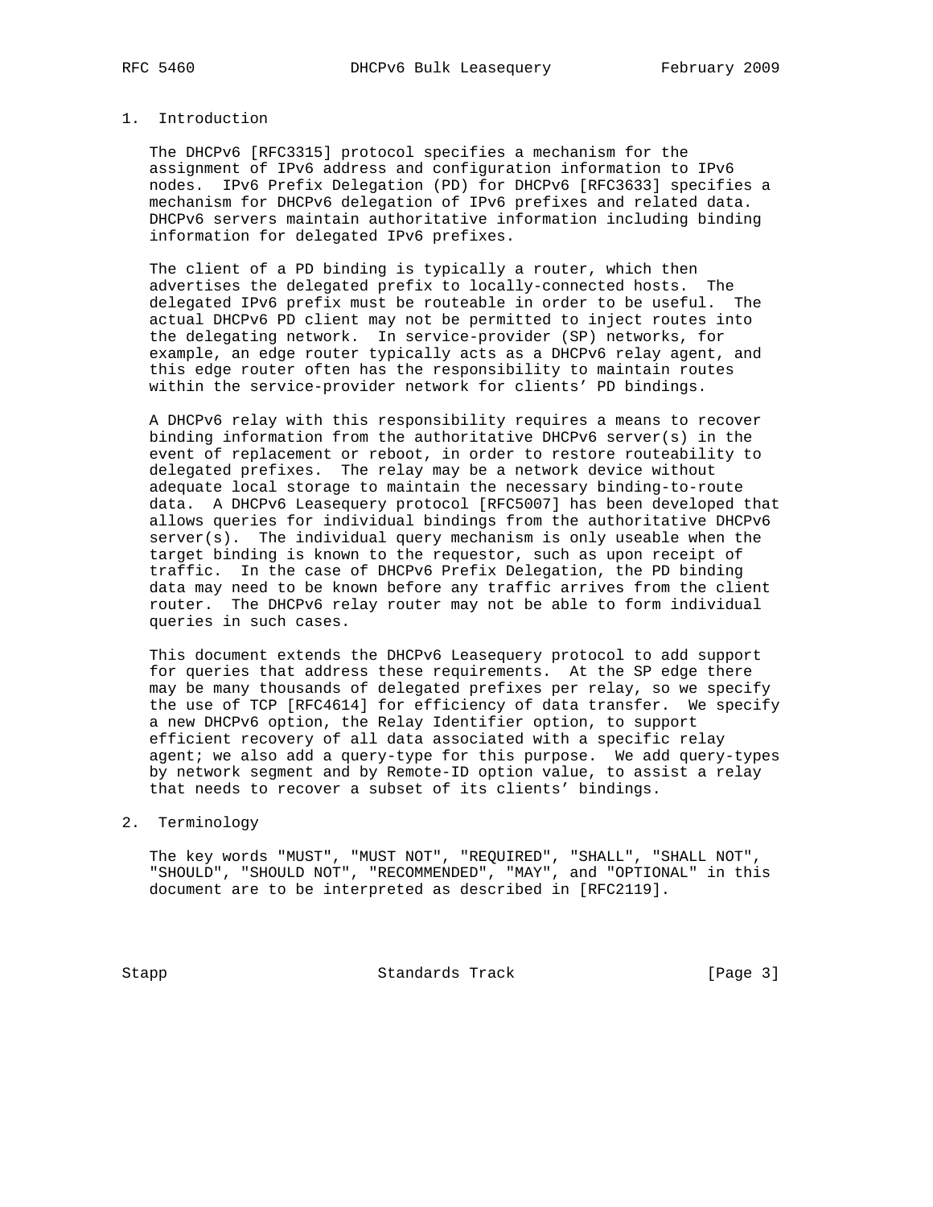## 1. Introduction

The DHCPv6 [RFC3315] protocol specifies a mechanism for the assignment of IPv6 address and configuration information to IPv6 nodes. IPv6 Prefix Delegation (PD) for DHCPv6 [RFC3633] specifies a mechanism for DHCPv6 delegation of IPv6 prefixes and related data. DHCPv6 servers maintain authoritative information including binding information for delegated IPv6 prefixes.

The client of a PD binding is typically a router, which then advertises the delegated prefix to locally-connected hosts. The delegated IPv6 prefix must be routeable in order to be useful. The actual DHCPv6 PD client may not be permitted to inject routes into the delegating network. In service-provider (SP) networks, for example, an edge router typically acts as a DHCPv6 relay agent, and this edge router often has the responsibility to maintain routes within the service-provider network for clients' PD bindings.

A DHCPv6 relay with this responsibility requires a means to recover binding information from the authoritative DHCPv6 server(s) in the event of replacement or reboot, in order to restore routeability to delegated prefixes. The relay may be a network device without adequate local storage to maintain the necessary binding-to-route data. A DHCPv6 Leasequery protocol [RFC5007] has been developed that allows queries for individual bindings from the authoritative DHCPv6 server(s). The individual query mechanism is only useable when the target binding is known to the requestor, such as upon receipt of traffic. In the case of DHCPv6 Prefix Delegation, the PD binding data may need to be known before any traffic arrives from the client router. The DHCPv6 relay router may not be able to form individual queries in such cases.

This document extends the DHCPv6 Leasequery protocol to add support for queries that address these requirements. At the SP edge there may be many thousands of delegated prefixes per relay, so we specify the use of TCP [RFC4614] for efficiency of data transfer. We specify a new DHCPv6 option, the Relay Identifier option, to support efficient recovery of all data associated with a specific relay agent; we also add a query-type for this purpose. We add query-types by network segment and by Remote-ID option value, to assist a relay that needs to recover a subset of its clients' bindings.

## 2. Terminology

The key words "MUST", "MUST NOT", "REQUIRED", "SHALL", "SHALL NOT", "SHOULD", "SHOULD NOT", "RECOMMENDED", "MAY", and "OPTIONAL" in this document are to be interpreted as described in [RFC2119].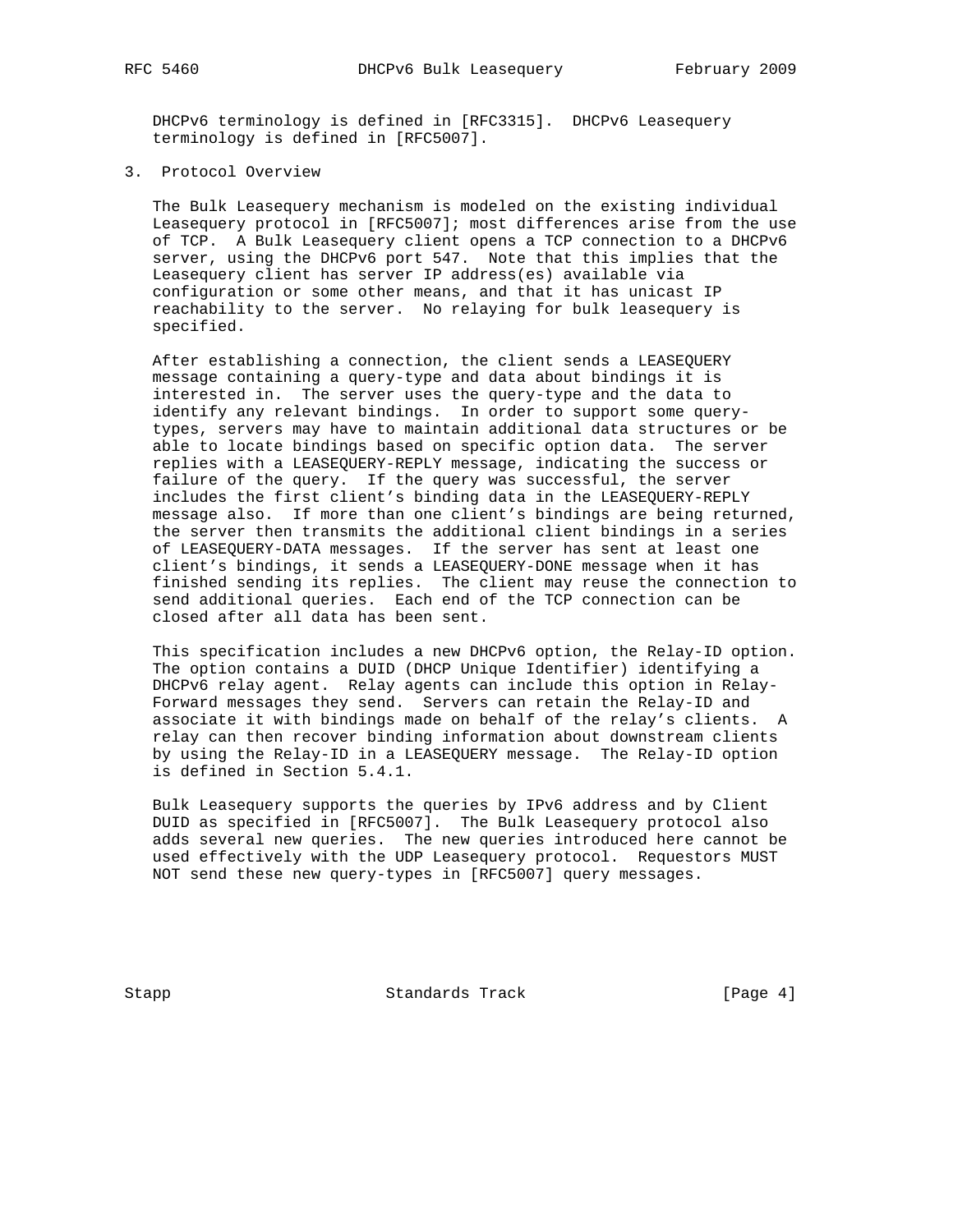DHCPv6 terminology is defined in [RFC3315]. DHCPv6 Leasequery terminology is defined in [RFC5007].

## 3. Protocol Overview

The Bulk Leasequery mechanism is modeled on the existing individual Leasequery protocol in [RFC5007]; most differences arise from the use of TCP. A Bulk Leasequery client opens a TCP connection to a DHCPv6 server, using the DHCPv6 port 547. Note that this implies that the Leasequery client has server IP address(es) available via configuration or some other means, and that it has unicast IP reachability to the server. No relaying for bulk leasequery is specified.

After establishing a connection, the client sends a LEASEQUERY message containing a query-type and data about bindings it is interested in. The server uses the query-type and the data to identify any relevant bindings. In order to support some query-types, servers may have to maintain additional data structures or be able to locate bindings based on specific option data. The server replies with a LEASEQUERY-REPLY message, indicating the success or failure of the query. If the query was successful, the server includes the first client's binding data in the LEASEQUERY-REPLY message also. If more than one client's bindings are being returned, the server then transmits the additional client bindings in a series of LEASEQUERY-DATA messages. If the server has sent at least one client's bindings, it sends a LEASEQUERY-DONE message when it has finished sending its replies. The client may reuse the connection to send additional queries. Each end of the TCP connection can be closed after all data has been sent.

This specification includes a new DHCPv6 option, the Relay-ID option. The option contains a DUID (DHCP Unique Identifier) identifying a DHCPv6 relay agent. Relay agents can include this option in Relay-Forward messages they send. Servers can retain the Relay-ID and associate it with bindings made on behalf of the relay's clients. A relay can then recover binding information about downstream clients by using the Relay-ID in a LEASEQUERY message. The Relay-ID option is defined in Section 5.4.1.

Bulk Leasequery supports the queries by IPv6 address and by Client DUID as specified in [RFC5007]. The Bulk Leasequery protocol also adds several new queries. The new queries introduced here cannot be used effectively with the UDP Leasequery protocol. Requestors MUST NOT send these new query-types in [RFC5007] query messages.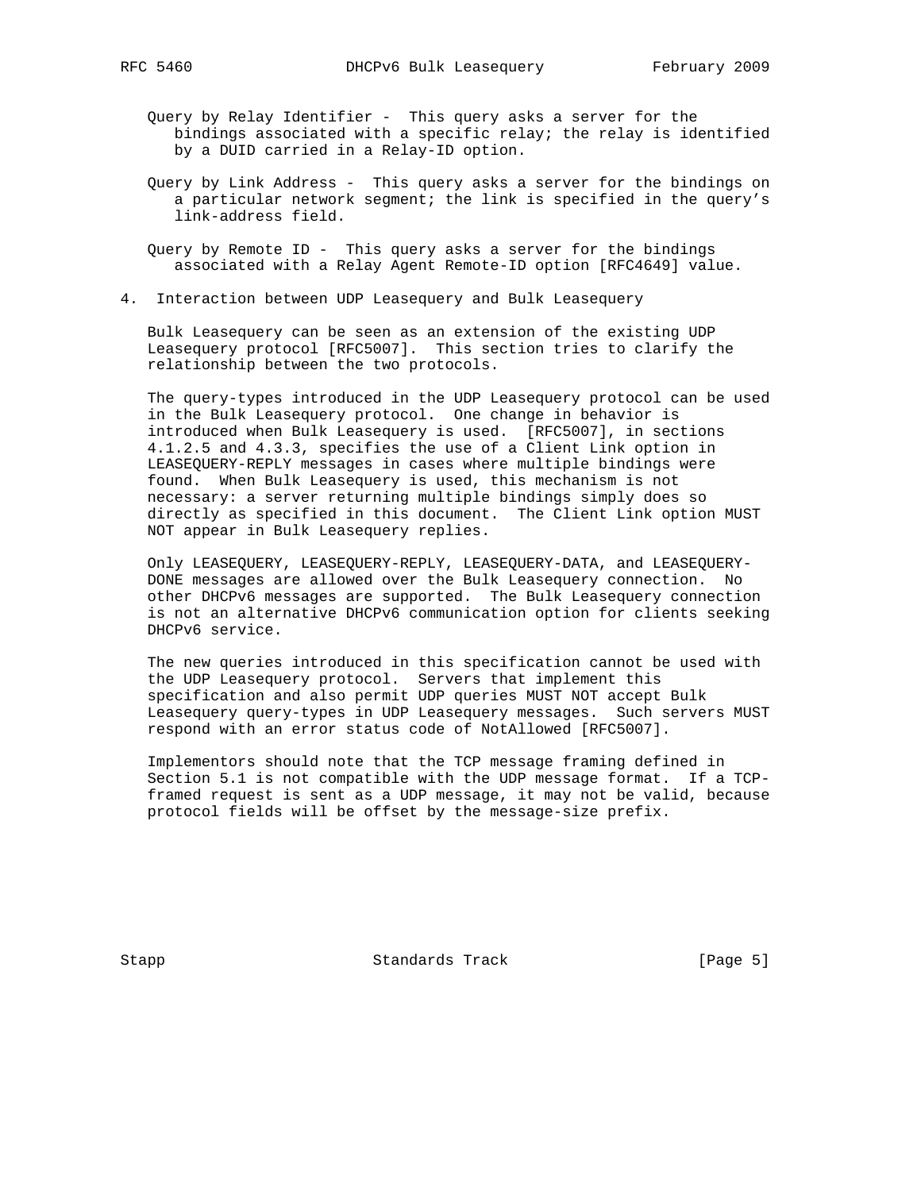Query by Relay Identifier - This query asks a server for the bindings associated with a specific relay; the relay is identified by a DUID carried in a Relay-ID option.

Query by Link Address - This query asks a server for the bindings on a particular network segment; the link is specified in the query's link-address field.

Query by Remote ID - This query asks a server for the bindings associated with a Relay Agent Remote-ID option [RFC4649] value.

## 4. Interaction between UDP Leasequery and Bulk Leasequery

Bulk Leasequery can be seen as an extension of the existing UDP Leasequery protocol [RFC5007]. This section tries to clarify the relationship between the two protocols.

The query-types introduced in the UDP Leasequery protocol can be used in the Bulk Leasequery protocol. One change in behavior is introduced when Bulk Leasequery is used. [RFC5007], in sections 4.1.2.5 and 4.3.3, specifies the use of a Client Link option in LEASEQUERY-REPLY messages in cases where multiple bindings were found. When Bulk Leasequery is used, this mechanism is not necessary: a server returning multiple bindings simply does so directly as specified in this document. The Client Link option MUST NOT appear in Bulk Leasequery replies.

Only LEASEQUERY, LEASEQUERY-REPLY, LEASEQUERY-DATA, and LEASEQUERY-DONE messages are allowed over the Bulk Leasequery connection. No other DHCPv6 messages are supported. The Bulk Leasequery connection is not an alternative DHCPv6 communication option for clients seeking DHCPv6 service.

The new queries introduced in this specification cannot be used with the UDP Leasequery protocol. Servers that implement this specification and also permit UDP queries MUST NOT accept Bulk Leasequery query-types in UDP Leasequery messages. Such servers MUST respond with an error status code of NotAllowed [RFC5007].

Implementors should note that the TCP message framing defined in Section 5.1 is not compatible with the UDP message format. If a TCP-framed request is sent as a UDP message, it may not be valid, because protocol fields will be offset by the message-size prefix.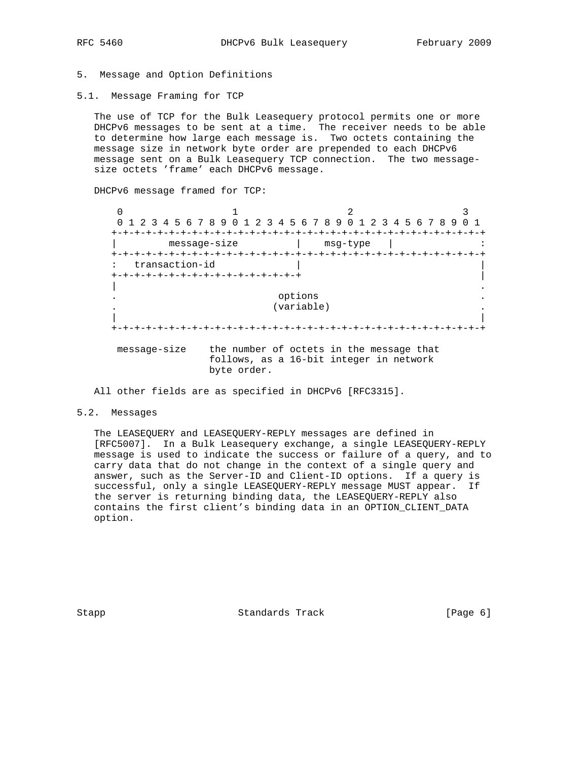## 5. Message and Option Definitions

### 5.1. Message Framing for TCP

The use of TCP for the Bulk Leasequery protocol permits one or more DHCPv6 messages to be sent at a time. The receiver needs to be able to determine how large each message is. Two octets containing the message size in network byte order are prepended to each DHCPv6 message sent on a Bulk Leasequery TCP connection. The two message-size octets 'frame' each DHCPv6 message.

DHCPv6 message framed for TCP:

```
 0                   1                   2                   3
 0 1 2 3 4 5 6 7 8 9 0 1 2 3 4 5 6 7 8 9 0 1 2 3 4 5 6 7 8 9 0 1
+-+-+-+-+-+-+-+-+-+-+-+-+-+-+-+-+-+-+-+-+-+-+-+-+-+-+-+-+-+-+-+-+
|         message-size          |    msg-type   |               :
+-+-+-+-+-+-+-+-+-+-+-+-+-+-+-+-+-+-+-+-+-+-+-+-+-+-+-+-+-+-+-+-+
:   transaction-id              |                               |
+-+-+-+-+-+-+-+-+-+-+-+-+-+-+-+-+                               |
|                                                               .
.                            options                            .
.                           (variable)                          .
|                                                               |
+-+-+-+-+-+-+-+-+-+-+-+-+-+-+-+-+-+-+-+-+-+-+-+-+-+-+-+-+-+-+-+-+

 message-size    the number of octets in the message that
                 follows, as a 16-bit integer in network
                 byte order.
```

All other fields are as specified in DHCPv6 [RFC3315].

### 5.2. Messages

The LEASEQUERY and LEASEQUERY-REPLY messages are defined in [RFC5007]. In a Bulk Leasequery exchange, a single LEASEQUERY-REPLY message is used to indicate the success or failure of a query, and to carry data that do not change in the context of a single query and answer, such as the Server-ID and Client-ID options. If a query is successful, only a single LEASEQUERY-REPLY message MUST appear. If the server is returning binding data, the LEASEQUERY-REPLY also contains the first client's binding data in an OPTION_CLIENT_DATA option.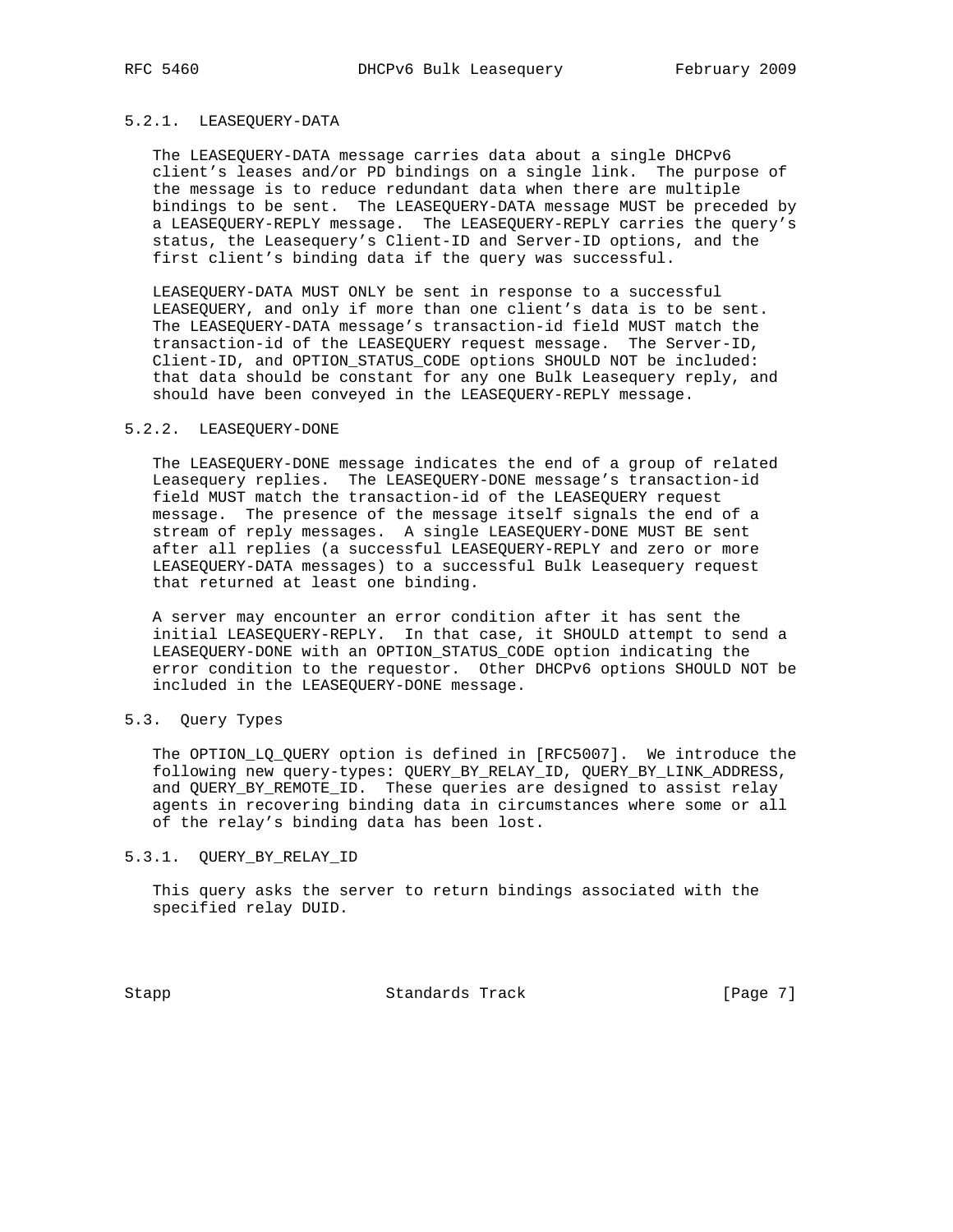#### 5.2.1. LEASEQUERY-DATA

The LEASEQUERY-DATA message carries data about a single DHCPv6 client's leases and/or PD bindings on a single link. The purpose of the message is to reduce redundant data when there are multiple bindings to be sent. The LEASEQUERY-DATA message MUST be preceded by a LEASEQUERY-REPLY message. The LEASEQUERY-REPLY carries the query's status, the Leasequery's Client-ID and Server-ID options, and the first client's binding data if the query was successful.

LEASEQUERY-DATA MUST ONLY be sent in response to a successful LEASEQUERY, and only if more than one client's data is to be sent. The LEASEQUERY-DATA message's transaction-id field MUST match the transaction-id of the LEASEQUERY request message. The Server-ID, Client-ID, and OPTION_STATUS_CODE options SHOULD NOT be included: that data should be constant for any one Bulk Leasequery reply, and should have been conveyed in the LEASEQUERY-REPLY message.

#### 5.2.2. LEASEQUERY-DONE

The LEASEQUERY-DONE message indicates the end of a group of related Leasequery replies. The LEASEQUERY-DONE message's transaction-id field MUST match the transaction-id of the LEASEQUERY request message. The presence of the message itself signals the end of a stream of reply messages. A single LEASEQUERY-DONE MUST BE sent after all replies (a successful LEASEQUERY-REPLY and zero or more LEASEQUERY-DATA messages) to a successful Bulk Leasequery request that returned at least one binding.

A server may encounter an error condition after it has sent the initial LEASEQUERY-REPLY. In that case, it SHOULD attempt to send a LEASEQUERY-DONE with an OPTION_STATUS_CODE option indicating the error condition to the requestor. Other DHCPv6 options SHOULD NOT be included in the LEASEQUERY-DONE message.

### 5.3. Query Types

The OPTION_LQ_QUERY option is defined in [RFC5007]. We introduce the following new query-types: QUERY_BY_RELAY_ID, QUERY_BY_LINK_ADDRESS, and QUERY_BY_REMOTE_ID. These queries are designed to assist relay agents in recovering binding data in circumstances where some or all of the relay's binding data has been lost.

#### 5.3.1. QUERY_BY_RELAY_ID

This query asks the server to return bindings associated with the specified relay DUID.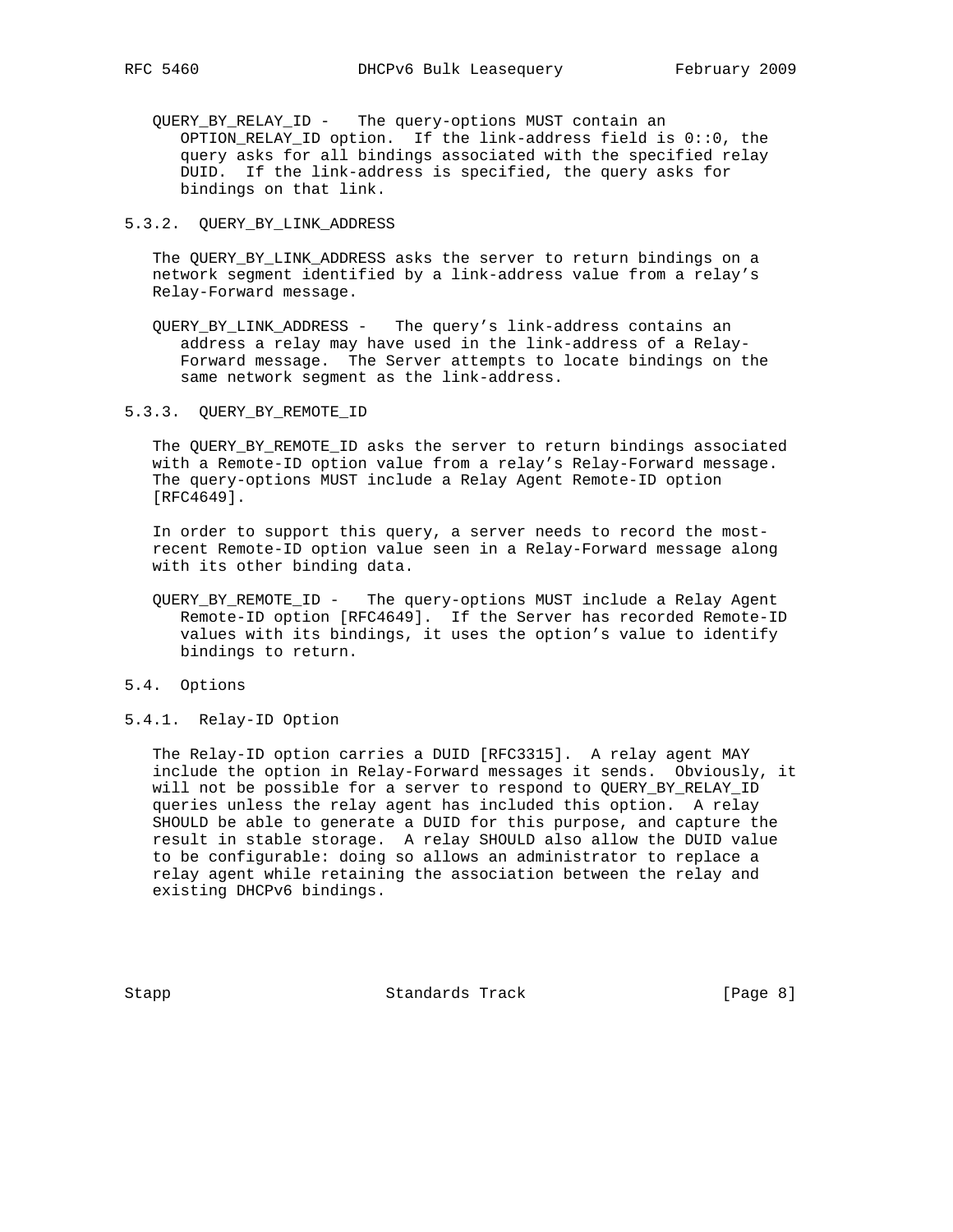QUERY_BY_RELAY_ID - The query-options MUST contain an OPTION_RELAY_ID option. If the link-address field is 0::0, the query asks for all bindings associated with the specified relay DUID. If the link-address is specified, the query asks for bindings on that link.

#### 5.3.2. QUERY_BY_LINK_ADDRESS

The QUERY_BY_LINK_ADDRESS asks the server to return bindings on a network segment identified by a link-address value from a relay's Relay-Forward message.

QUERY_BY_LINK_ADDRESS - The query's link-address contains an address a relay may have used in the link-address of a Relay-Forward message. The Server attempts to locate bindings on the same network segment as the link-address.

#### 5.3.3. QUERY_BY_REMOTE_ID

The QUERY_BY_REMOTE_ID asks the server to return bindings associated with a Remote-ID option value from a relay's Relay-Forward message. The query-options MUST include a Relay Agent Remote-ID option [RFC4649].

In order to support this query, a server needs to record the most-recent Remote-ID option value seen in a Relay-Forward message along with its other binding data.

QUERY_BY_REMOTE_ID - The query-options MUST include a Relay Agent Remote-ID option [RFC4649]. If the Server has recorded Remote-ID values with its bindings, it uses the option's value to identify bindings to return.

### 5.4. Options

#### 5.4.1. Relay-ID Option

The Relay-ID option carries a DUID [RFC3315]. A relay agent MAY include the option in Relay-Forward messages it sends. Obviously, it will not be possible for a server to respond to QUERY_BY_RELAY_ID queries unless the relay agent has included this option. A relay SHOULD be able to generate a DUID for this purpose, and capture the result in stable storage. A relay SHOULD also allow the DUID value to be configurable: doing so allows an administrator to replace a relay agent while retaining the association between the relay and existing DHCPv6 bindings.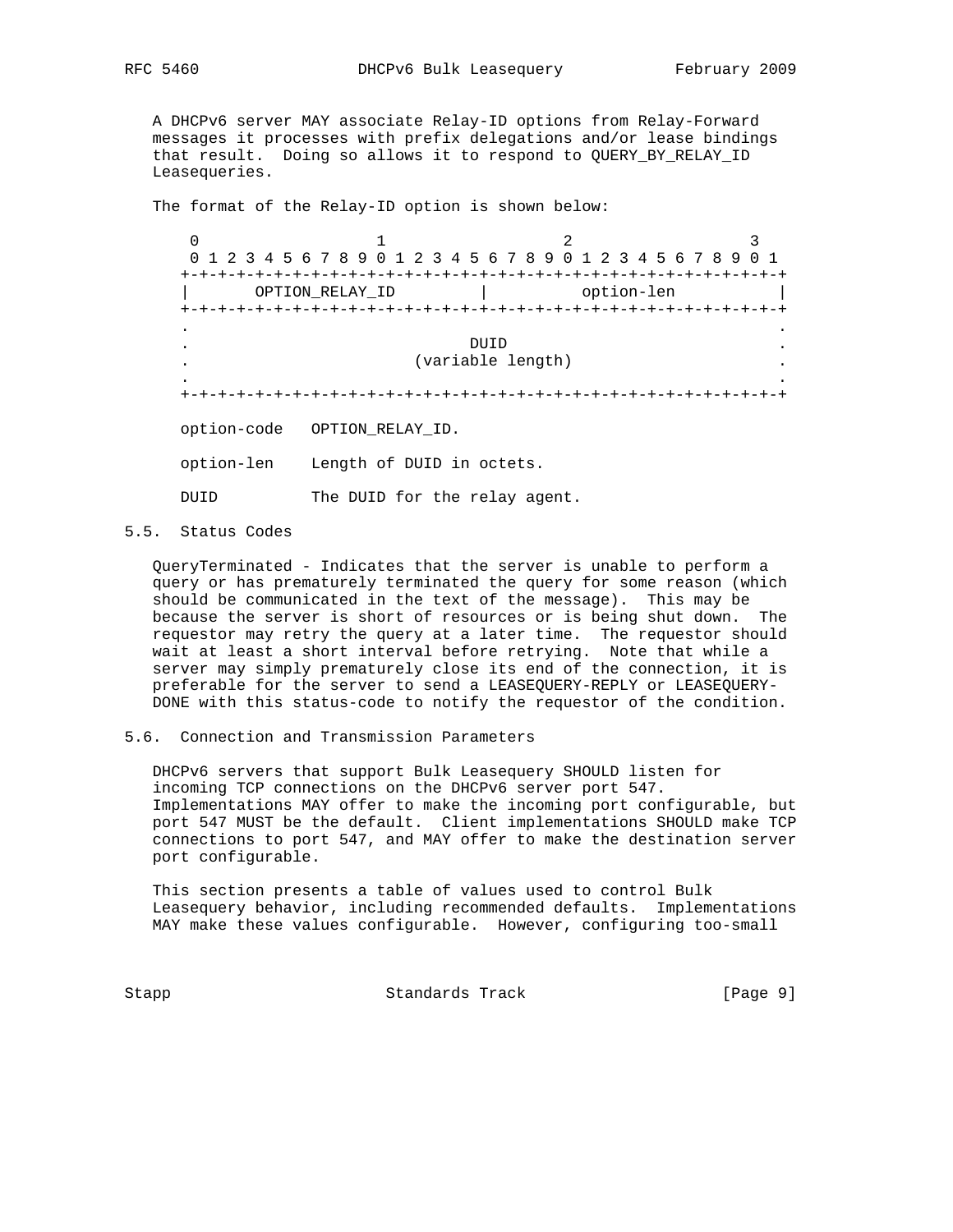A DHCPv6 server MAY associate Relay-ID options from Relay-Forward messages it processes with prefix delegations and/or lease bindings that result. Doing so allows it to respond to QUERY_BY_RELAY_ID Leasequeries.

The format of the Relay-ID option is shown below:

```
 0                   1                   2                   3
 0 1 2 3 4 5 6 7 8 9 0 1 2 3 4 5 6 7 8 9 0 1 2 3 4 5 6 7 8 9 0 1
+-+-+-+-+-+-+-+-+-+-+-+-+-+-+-+-+-+-+-+-+-+-+-+-+-+-+-+-+-+-+-+-+
|       OPTION_RELAY_ID         |          option-len           |
+-+-+-+-+-+-+-+-+-+-+-+-+-+-+-+-+-+-+-+-+-+-+-+-+-+-+-+-+-+-+-+-+
.                                                               .
.                              DUID                             .
.                        (variable length)                      .
.                                                               .
+-+-+-+-+-+-+-+-+-+-+-+-+-+-+-+-+-+-+-+-+-+-+-+-+-+-+-+-+-+-+-+-+
```

option-code    OPTION_RELAY_ID.

option-len    Length of DUID in octets.

DUID          The DUID for the relay agent.

## 5.5. Status Codes

QueryTerminated - Indicates that the server is unable to perform a query or has prematurely terminated the query for some reason (which should be communicated in the text of the message). This may be because the server is short of resources or is being shut down. The requestor may retry the query at a later time. The requestor should wait at least a short interval before retrying. Note that while a server may simply prematurely close its end of the connection, it is preferable for the server to send a LEASEQUERY-REPLY or LEASEQUERY-DONE with this status-code to notify the requestor of the condition.

## 5.6. Connection and Transmission Parameters

DHCPv6 servers that support Bulk Leasequery SHOULD listen for incoming TCP connections on the DHCPv6 server port 547. Implementations MAY offer to make the incoming port configurable, but port 547 MUST be the default. Client implementations SHOULD make TCP connections to port 547, and MAY offer to make the destination server port configurable.

This section presents a table of values used to control Bulk Leasequery behavior, including recommended defaults. Implementations MAY make these values configurable. However, configuring too-small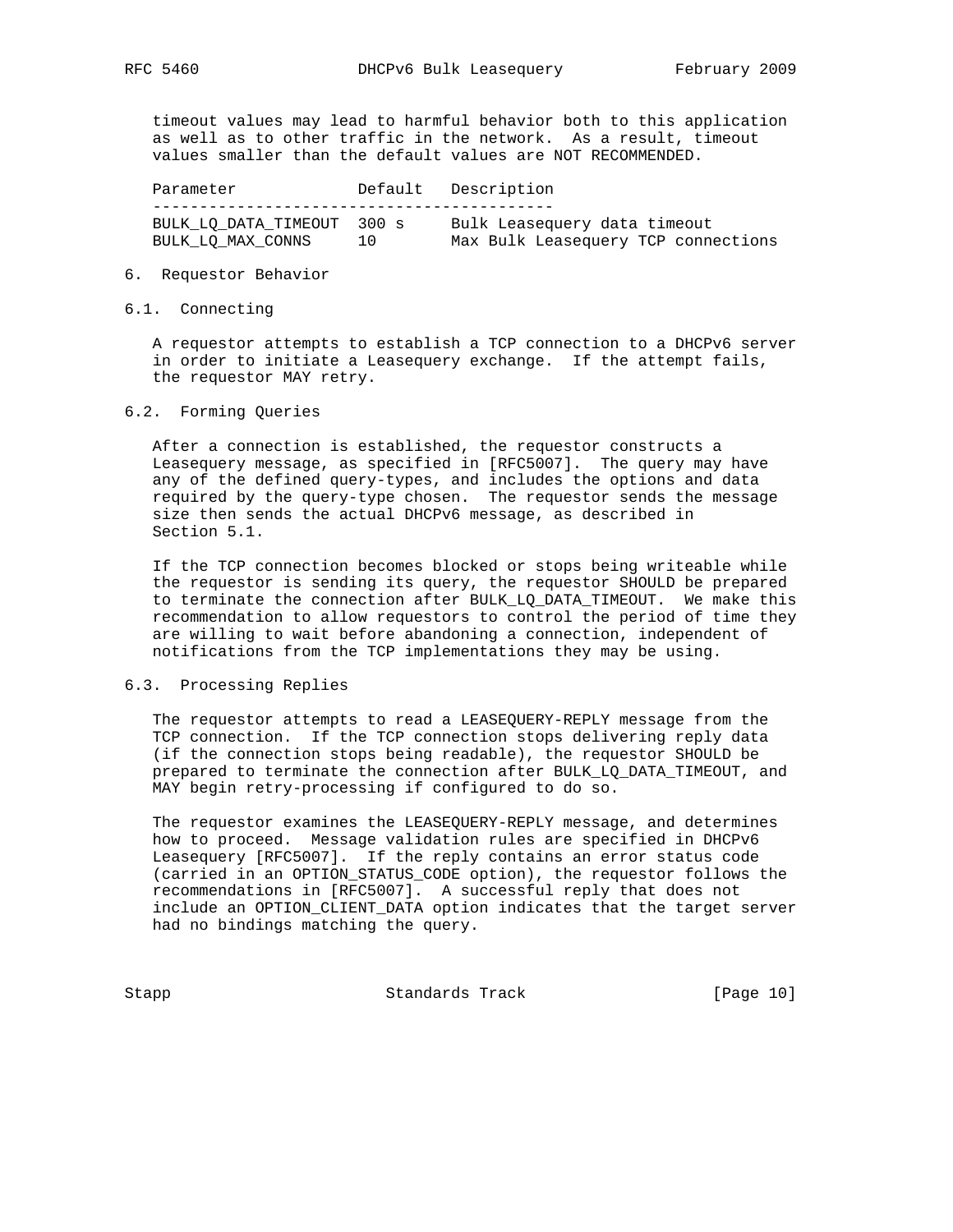timeout values may lead to harmful behavior both to this application as well as to other traffic in the network. As a result, timeout values smaller than the default values are NOT RECOMMENDED.

| Parameter | Default | Description |
| --- | --- | --- |
| BULK_LQ_DATA_TIMEOUT | 300 s | Bulk Leasequery data timeout |
| BULK_LQ_MAX_CONNS | 10 | Max Bulk Leasequery TCP connections |

## 6. Requestor Behavior

### 6.1. Connecting

A requestor attempts to establish a TCP connection to a DHCPv6 server in order to initiate a Leasequery exchange. If the attempt fails, the requestor MAY retry.

### 6.2. Forming Queries

After a connection is established, the requestor constructs a Leasequery message, as specified in [RFC5007]. The query may have any of the defined query-types, and includes the options and data required by the query-type chosen. The requestor sends the message size then sends the actual DHCPv6 message, as described in Section 5.1.

If the TCP connection becomes blocked or stops being writeable while the requestor is sending its query, the requestor SHOULD be prepared to terminate the connection after BULK_LQ_DATA_TIMEOUT. We make this recommendation to allow requestors to control the period of time they are willing to wait before abandoning a connection, independent of notifications from the TCP implementations they may be using.

### 6.3. Processing Replies

The requestor attempts to read a LEASEQUERY-REPLY message from the TCP connection. If the TCP connection stops delivering reply data (if the connection stops being readable), the requestor SHOULD be prepared to terminate the connection after BULK_LQ_DATA_TIMEOUT, and MAY begin retry-processing if configured to do so.

The requestor examines the LEASEQUERY-REPLY message, and determines how to proceed. Message validation rules are specified in DHCPv6 Leasequery [RFC5007]. If the reply contains an error status code (carried in an OPTION_STATUS_CODE option), the requestor follows the recommendations in [RFC5007]. A successful reply that does not include an OPTION_CLIENT_DATA option indicates that the target server had no bindings matching the query.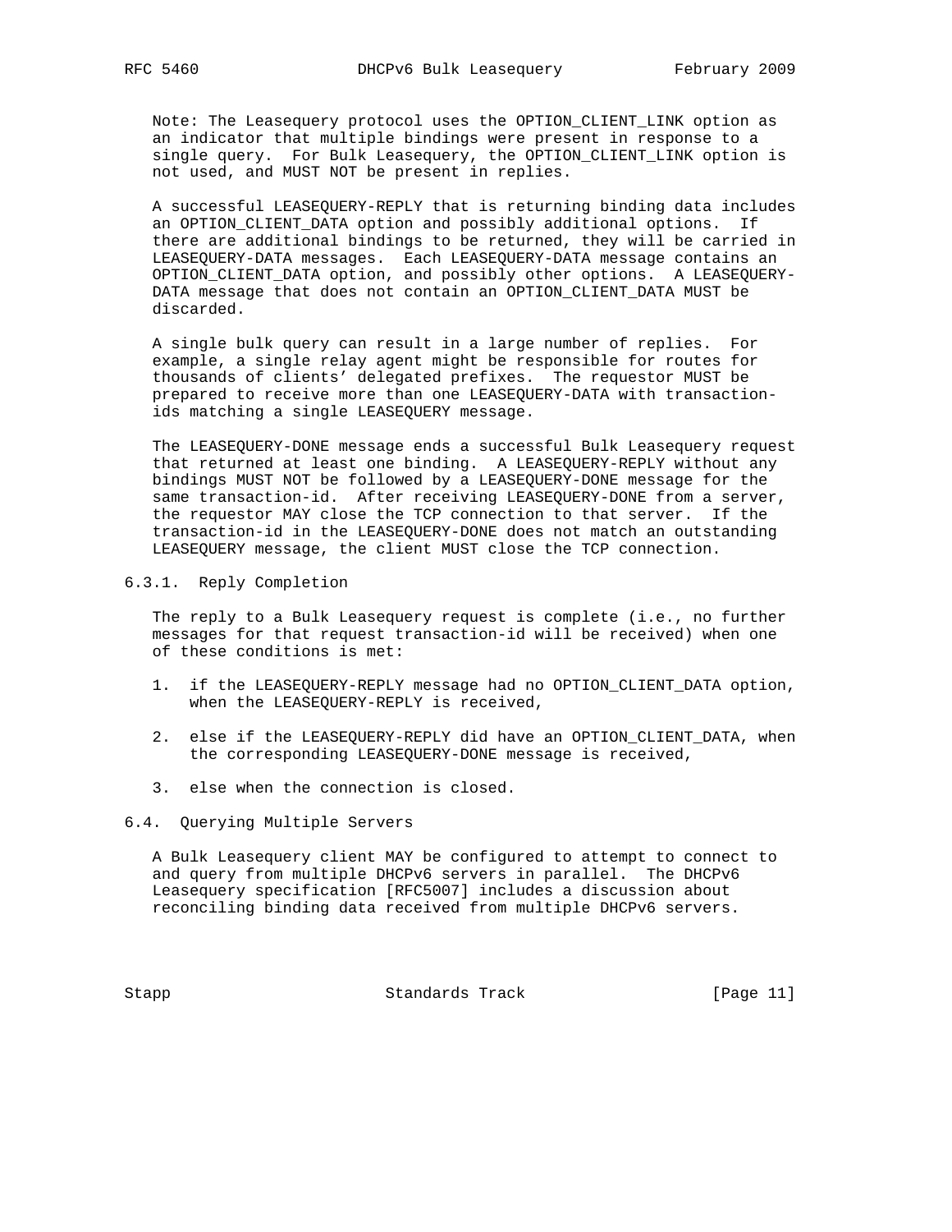Note: The Leasequery protocol uses the OPTION_CLIENT_LINK option as an indicator that multiple bindings were present in response to a single query. For Bulk Leasequery, the OPTION_CLIENT_LINK option is not used, and MUST NOT be present in replies.

A successful LEASEQUERY-REPLY that is returning binding data includes an OPTION_CLIENT_DATA option and possibly additional options. If there are additional bindings to be returned, they will be carried in LEASEQUERY-DATA messages. Each LEASEQUERY-DATA message contains an OPTION_CLIENT_DATA option, and possibly other options. A LEASEQUERY-DATA message that does not contain an OPTION_CLIENT_DATA MUST be discarded.

A single bulk query can result in a large number of replies. For example, a single relay agent might be responsible for routes for thousands of clients' delegated prefixes. The requestor MUST be prepared to receive more than one LEASEQUERY-DATA with transaction-ids matching a single LEASEQUERY message.

The LEASEQUERY-DONE message ends a successful Bulk Leasequery request that returned at least one binding. A LEASEQUERY-REPLY without any bindings MUST NOT be followed by a LEASEQUERY-DONE message for the same transaction-id. After receiving LEASEQUERY-DONE from a server, the requestor MAY close the TCP connection to that server. If the transaction-id in the LEASEQUERY-DONE does not match an outstanding LEASEQUERY message, the client MUST close the TCP connection.

### 6.3.1. Reply Completion

The reply to a Bulk Leasequery request is complete (i.e., no further messages for that request transaction-id will be received) when one of these conditions is met:

1. if the LEASEQUERY-REPLY message had no OPTION_CLIENT_DATA option, when the LEASEQUERY-REPLY is received,

2. else if the LEASEQUERY-REPLY did have an OPTION_CLIENT_DATA, when the corresponding LEASEQUERY-DONE message is received,

3. else when the connection is closed.

## 6.4. Querying Multiple Servers

A Bulk Leasequery client MAY be configured to attempt to connect to and query from multiple DHCPv6 servers in parallel. The DHCPv6 Leasequery specification [RFC5007] includes a discussion about reconciling binding data received from multiple DHCPv6 servers.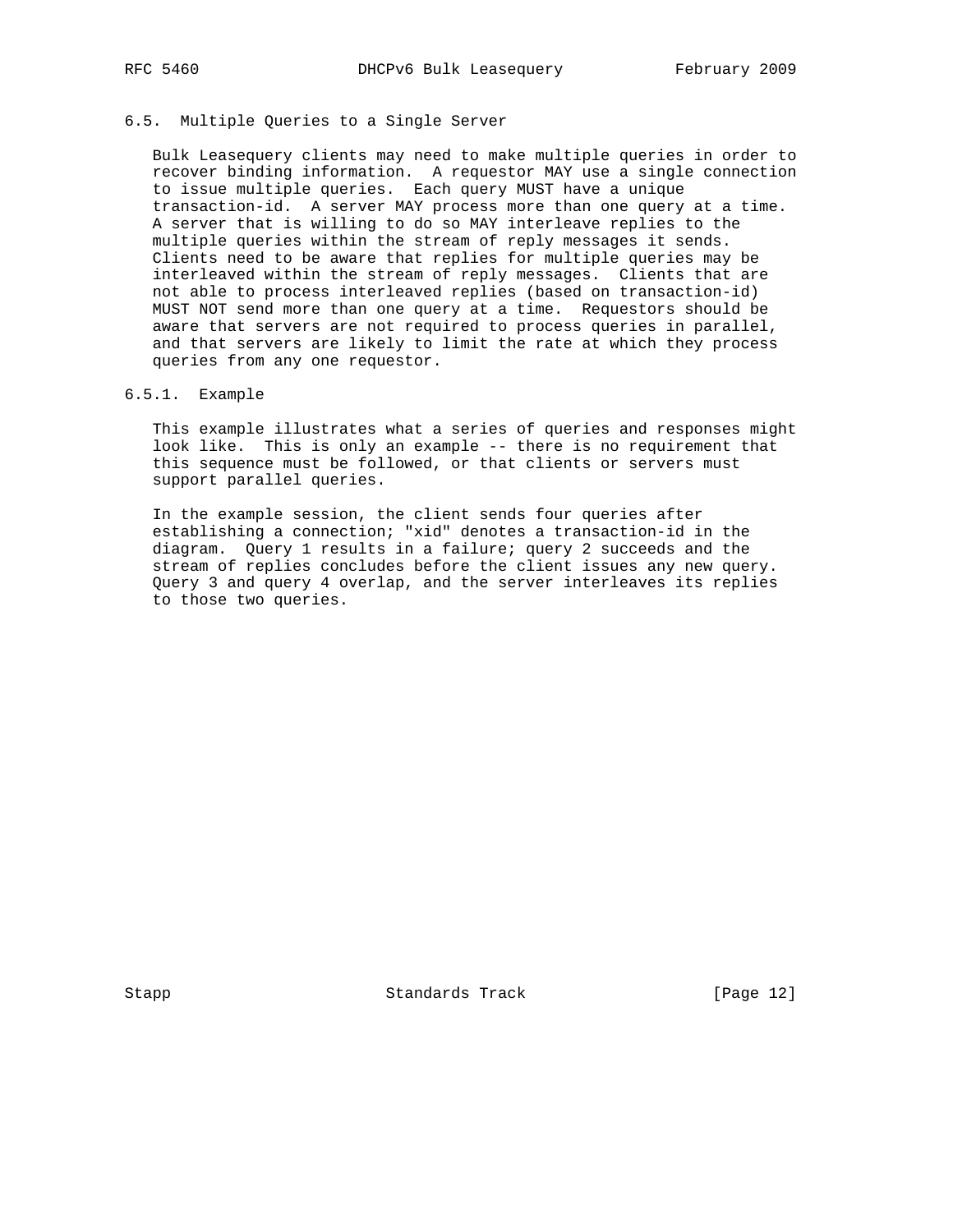### 6.5. Multiple Queries to a Single Server

Bulk Leasequery clients may need to make multiple queries in order to recover binding information. A requestor MAY use a single connection to issue multiple queries. Each query MUST have a unique transaction-id. A server MAY process more than one query at a time. A server that is willing to do so MAY interleave replies to the multiple queries within the stream of reply messages it sends. Clients need to be aware that replies for multiple queries may be interleaved within the stream of reply messages. Clients that are not able to process interleaved replies (based on transaction-id) MUST NOT send more than one query at a time. Requestors should be aware that servers are not required to process queries in parallel, and that servers are likely to limit the rate at which they process queries from any one requestor.

#### 6.5.1. Example

This example illustrates what a series of queries and responses might look like. This is only an example -- there is no requirement that this sequence must be followed, or that clients or servers must support parallel queries.

In the example session, the client sends four queries after establishing a connection; "xid" denotes a transaction-id in the diagram. Query 1 results in a failure; query 2 succeeds and the stream of replies concludes before the client issues any new query. Query 3 and query 4 overlap, and the server interleaves its replies to those two queries.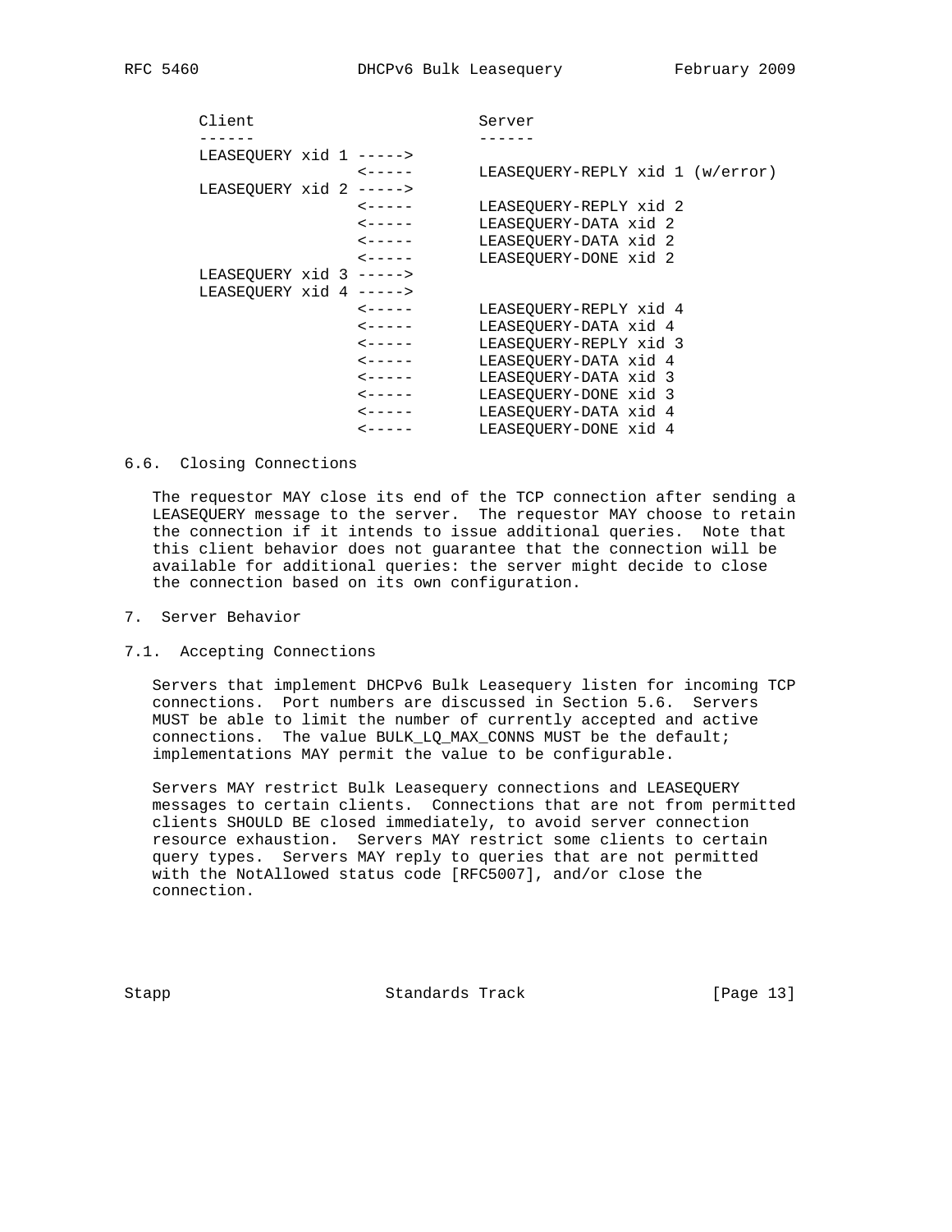```
Client                        Server
------                        ------
LEASEQUERY xid 1 ----->
                 <-----       LEASEQUERY-REPLY xid 1 (w/error)
LEASEQUERY xid 2 ----->
                 <-----       LEASEQUERY-REPLY xid 2
                 <-----       LEASEQUERY-DATA xid 2
                 <-----       LEASEQUERY-DATA xid 2
                 <-----       LEASEQUERY-DONE xid 2
LEASEQUERY xid 3 ----->
LEASEQUERY xid 4 ----->
                 <-----       LEASEQUERY-REPLY xid 4
                 <-----       LEASEQUERY-DATA xid 4
                 <-----       LEASEQUERY-REPLY xid 3
                 <-----       LEASEQUERY-DATA xid 4
                 <-----       LEASEQUERY-DATA xid 3
                 <-----       LEASEQUERY-DONE xid 3
                 <-----       LEASEQUERY-DATA xid 4
                 <-----       LEASEQUERY-DONE xid 4
```

### 6.6. Closing Connections

The requestor MAY close its end of the TCP connection after sending a LEASEQUERY message to the server. The requestor MAY choose to retain the connection if it intends to issue additional queries. Note that this client behavior does not guarantee that the connection will be available for additional queries: the server might decide to close the connection based on its own configuration.

## 7. Server Behavior

### 7.1. Accepting Connections

Servers that implement DHCPv6 Bulk Leasequery listen for incoming TCP connections. Port numbers are discussed in Section 5.6. Servers MUST be able to limit the number of currently accepted and active connections. The value BULK_LQ_MAX_CONNS MUST be the default; implementations MAY permit the value to be configurable.

Servers MAY restrict Bulk Leasequery connections and LEASEQUERY messages to certain clients. Connections that are not from permitted clients SHOULD BE closed immediately, to avoid server connection resource exhaustion. Servers MAY restrict some clients to certain query types. Servers MAY reply to queries that are not permitted with the NotAllowed status code [RFC5007], and/or close the connection.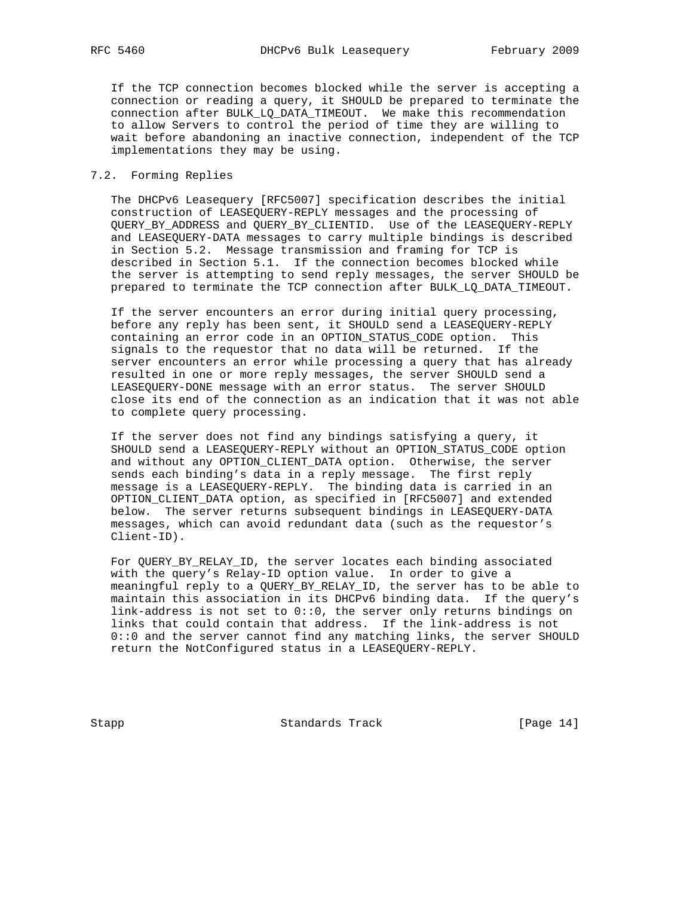If the TCP connection becomes blocked while the server is accepting a connection or reading a query, it SHOULD be prepared to terminate the connection after BULK_LQ_DATA_TIMEOUT. We make this recommendation to allow Servers to control the period of time they are willing to wait before abandoning an inactive connection, independent of the TCP implementations they may be using.

### 7.2. Forming Replies

The DHCPv6 Leasequery [RFC5007] specification describes the initial construction of LEASEQUERY-REPLY messages and the processing of QUERY_BY_ADDRESS and QUERY_BY_CLIENTID. Use of the LEASEQUERY-REPLY and LEASEQUERY-DATA messages to carry multiple bindings is described in Section 5.2. Message transmission and framing for TCP is described in Section 5.1. If the connection becomes blocked while the server is attempting to send reply messages, the server SHOULD be prepared to terminate the TCP connection after BULK_LQ_DATA_TIMEOUT.

If the server encounters an error during initial query processing, before any reply has been sent, it SHOULD send a LEASEQUERY-REPLY containing an error code in an OPTION_STATUS_CODE option. This signals to the requestor that no data will be returned. If the server encounters an error while processing a query that has already resulted in one or more reply messages, the server SHOULD send a LEASEQUERY-DONE message with an error status. The server SHOULD close its end of the connection as an indication that it was not able to complete query processing.

If the server does not find any bindings satisfying a query, it SHOULD send a LEASEQUERY-REPLY without an OPTION_STATUS_CODE option and without any OPTION_CLIENT_DATA option. Otherwise, the server sends each binding's data in a reply message. The first reply message is a LEASEQUERY-REPLY. The binding data is carried in an OPTION_CLIENT_DATA option, as specified in [RFC5007] and extended below. The server returns subsequent bindings in LEASEQUERY-DATA messages, which can avoid redundant data (such as the requestor's Client-ID).

For QUERY_BY_RELAY_ID, the server locates each binding associated with the query's Relay-ID option value. In order to give a meaningful reply to a QUERY_BY_RELAY_ID, the server has to be able to maintain this association in its DHCPv6 binding data. If the query's link-address is not set to 0::0, the server only returns bindings on links that could contain that address. If the link-address is not 0::0 and the server cannot find any matching links, the server SHOULD return the NotConfigured status in a LEASEQUERY-REPLY.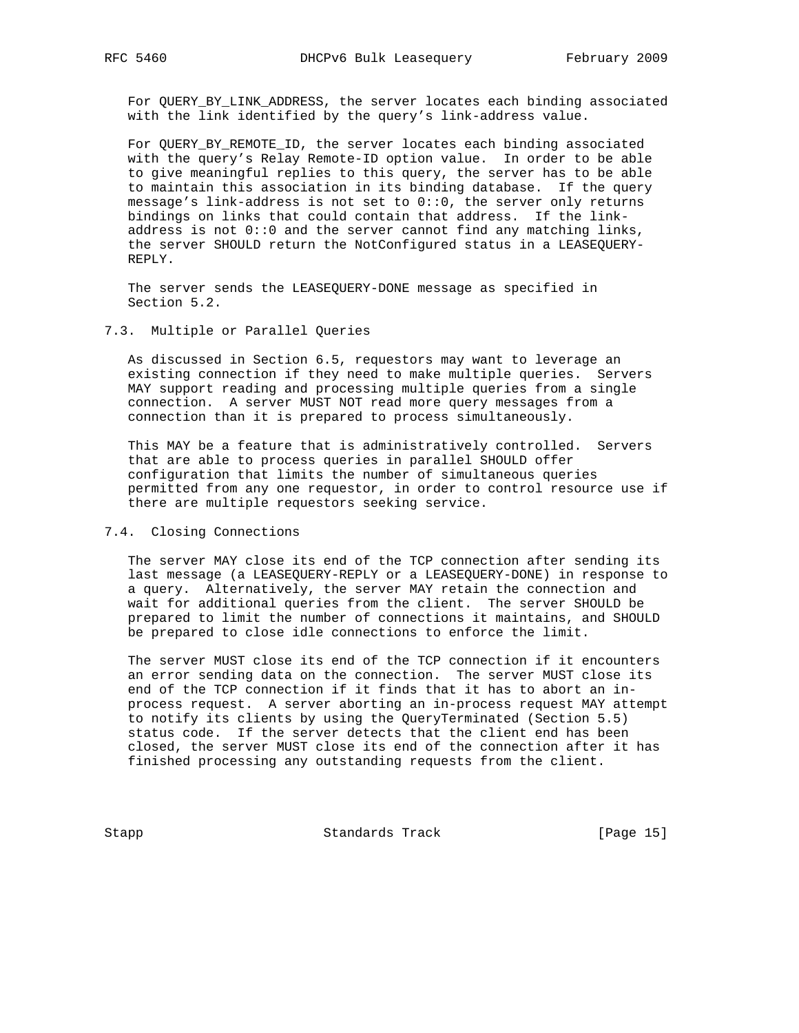For QUERY_BY_LINK_ADDRESS, the server locates each binding associated with the link identified by the query's link-address value.

For QUERY_BY_REMOTE_ID, the server locates each binding associated with the query's Relay Remote-ID option value. In order to be able to give meaningful replies to this query, the server has to be able to maintain this association in its binding database. If the query message's link-address is not set to 0::0, the server only returns bindings on links that could contain that address. If the link-address is not 0::0 and the server cannot find any matching links, the server SHOULD return the NotConfigured status in a LEASEQUERY-REPLY.

The server sends the LEASEQUERY-DONE message as specified in Section 5.2.

## 7.3. Multiple or Parallel Queries

As discussed in Section 6.5, requestors may want to leverage an existing connection if they need to make multiple queries. Servers MAY support reading and processing multiple queries from a single connection. A server MUST NOT read more query messages from a connection than it is prepared to process simultaneously.

This MAY be a feature that is administratively controlled. Servers that are able to process queries in parallel SHOULD offer configuration that limits the number of simultaneous queries permitted from any one requestor, in order to control resource use if there are multiple requestors seeking service.

## 7.4. Closing Connections

The server MAY close its end of the TCP connection after sending its last message (a LEASEQUERY-REPLY or a LEASEQUERY-DONE) in response to a query. Alternatively, the server MAY retain the connection and wait for additional queries from the client. The server SHOULD be prepared to limit the number of connections it maintains, and SHOULD be prepared to close idle connections to enforce the limit.

The server MUST close its end of the TCP connection if it encounters an error sending data on the connection. The server MUST close its end of the TCP connection if it finds that it has to abort an in-process request. A server aborting an in-process request MAY attempt to notify its clients by using the QueryTerminated (Section 5.5) status code. If the server detects that the client end has been closed, the server MUST close its end of the connection after it has finished processing any outstanding requests from the client.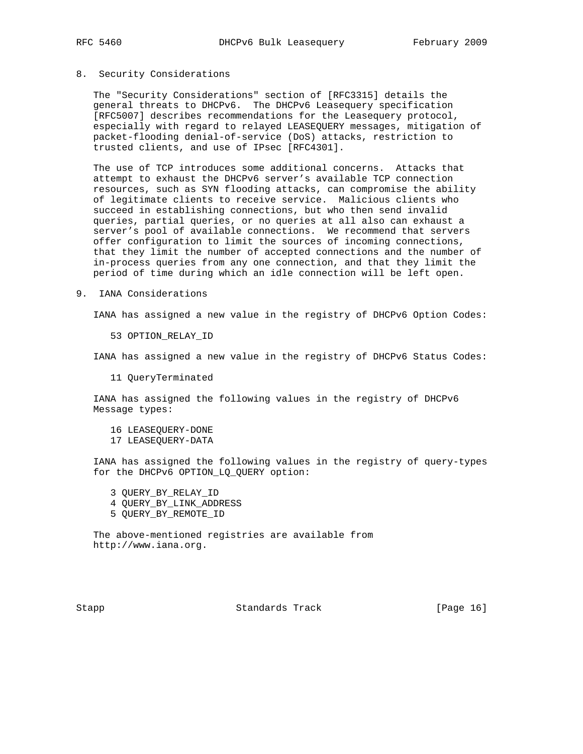## 8. Security Considerations

The "Security Considerations" section of [RFC3315] details the general threats to DHCPv6. The DHCPv6 Leasequery specification [RFC5007] describes recommendations for the Leasequery protocol, especially with regard to relayed LEASEQUERY messages, mitigation of packet-flooding denial-of-service (DoS) attacks, restriction to trusted clients, and use of IPsec [RFC4301].

The use of TCP introduces some additional concerns. Attacks that attempt to exhaust the DHCPv6 server's available TCP connection resources, such as SYN flooding attacks, can compromise the ability of legitimate clients to receive service. Malicious clients who succeed in establishing connections, but who then send invalid queries, partial queries, or no queries at all also can exhaust a server's pool of available connections. We recommend that servers offer configuration to limit the sources of incoming connections, that they limit the number of accepted connections and the number of in-process queries from any one connection, and that they limit the period of time during which an idle connection will be left open.

## 9. IANA Considerations

IANA has assigned a new value in the registry of DHCPv6 Option Codes:

```
53 OPTION_RELAY_ID
```

IANA has assigned a new value in the registry of DHCPv6 Status Codes:

```
11 QueryTerminated
```

IANA has assigned the following values in the registry of DHCPv6 Message types:

```
16 LEASEQUERY-DONE
17 LEASEQUERY-DATA
```

IANA has assigned the following values in the registry of query-types for the DHCPv6 OPTION_LQ_QUERY option:

```
3 QUERY_BY_RELAY_ID
4 QUERY_BY_LINK_ADDRESS
5 QUERY_BY_REMOTE_ID
```

The above-mentioned registries are available from http://www.iana.org.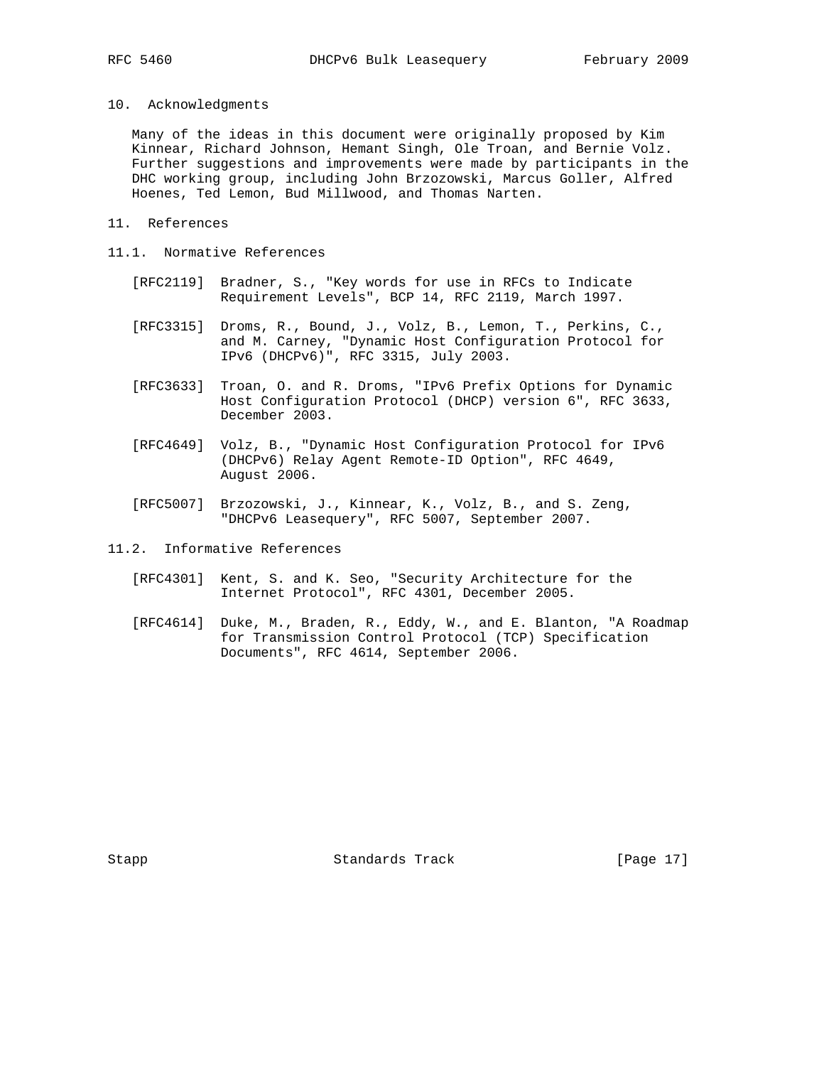## 10. Acknowledgments

Many of the ideas in this document were originally proposed by Kim Kinnear, Richard Johnson, Hemant Singh, Ole Troan, and Bernie Volz. Further suggestions and improvements were made by participants in the DHC working group, including John Brzozowski, Marcus Goller, Alfred Hoenes, Ted Lemon, Bud Millwood, and Thomas Narten.

## 11. References

### 11.1. Normative References

[RFC2119] Bradner, S., "Key words for use in RFCs to Indicate Requirement Levels", BCP 14, RFC 2119, March 1997.

[RFC3315] Droms, R., Bound, J., Volz, B., Lemon, T., Perkins, C., and M. Carney, "Dynamic Host Configuration Protocol for IPv6 (DHCPv6)", RFC 3315, July 2003.

[RFC3633] Troan, O. and R. Droms, "IPv6 Prefix Options for Dynamic Host Configuration Protocol (DHCP) version 6", RFC 3633, December 2003.

[RFC4649] Volz, B., "Dynamic Host Configuration Protocol for IPv6 (DHCPv6) Relay Agent Remote-ID Option", RFC 4649, August 2006.

[RFC5007] Brzozowski, J., Kinnear, K., Volz, B., and S. Zeng, "DHCPv6 Leasequery", RFC 5007, September 2007.

### 11.2. Informative References

[RFC4301] Kent, S. and K. Seo, "Security Architecture for the Internet Protocol", RFC 4301, December 2005.

[RFC4614] Duke, M., Braden, R., Eddy, W., and E. Blanton, "A Roadmap for Transmission Control Protocol (TCP) Specification Documents", RFC 4614, September 2006.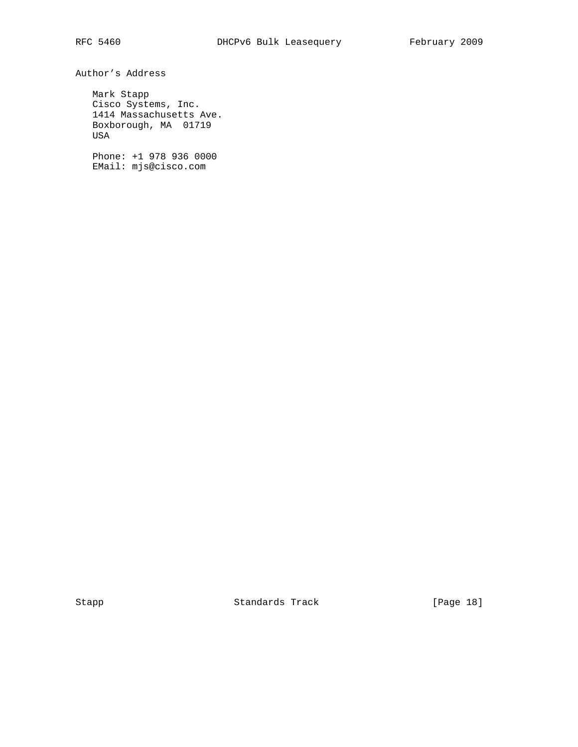## Author's Address

Mark Stapp
Cisco Systems, Inc.
1414 Massachusetts Ave.
Boxborough, MA  01719
USA

Phone: +1 978 936 0000
EMail: mjs@cisco.com